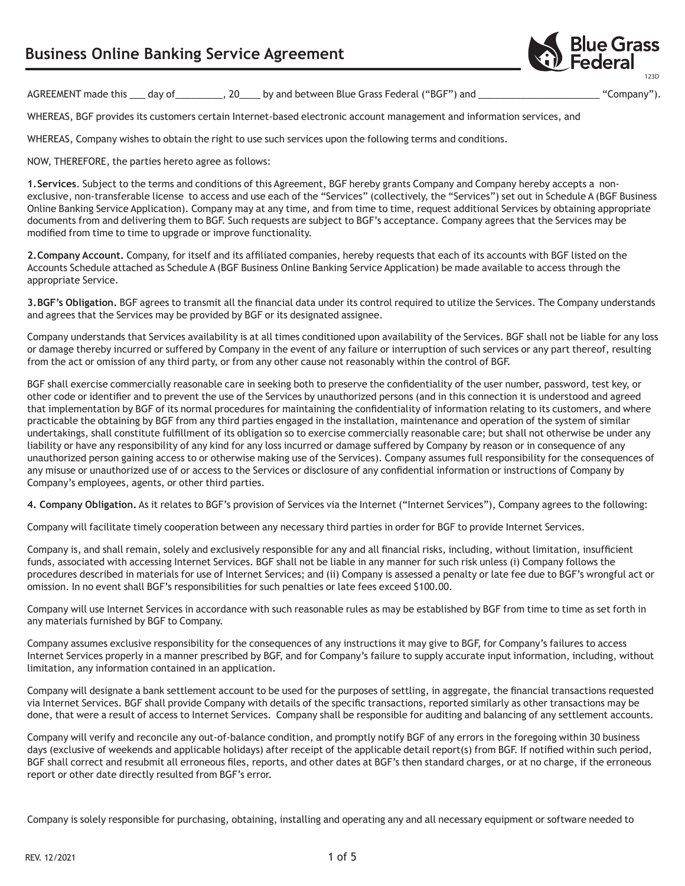# Business Online Banking Service Agreement

123D

AGREEMENT made this ___ day of_________, 20____ by and between Blue Grass Federal ("BGF") and _______________________ "Company").

WHEREAS, BGF provides its customers certain Internet-based electronic account management and information services, and

WHEREAS, Company wishes to obtain the right to use such services upon the following terms and conditions.

NOW, THEREFORE, the parties hereto agree as follows:

**1. Services**. Subject to the terms and conditions of this Agreement, BGF hereby grants Company and Company hereby accepts a non-exclusive, non-transferable license to access and use each of the "Services" (collectively, the "Services") set out in Schedule A (BGF Business Online Banking Service Application). Company may at any time, and from time to time, request additional Services by obtaining appropriate documents from and delivering them to BGF. Such requests are subject to BGF's acceptance. Company agrees that the Services may be modified from time to time to upgrade or improve functionality.

**2. Company Account.** Company, for itself and its affiliated companies, hereby requests that each of its accounts with BGF listed on the Accounts Schedule attached as Schedule A (BGF Business Online Banking Service Application) be made available to access through the appropriate Service.

**3. BGF's Obligation.** BGF agrees to transmit all the financial data under its control required to utilize the Services. The Company understands and agrees that the Services may be provided by BGF or its designated assignee.

Company understands that Services availability is at all times conditioned upon availability of the Services. BGF shall not be liable for any loss or damage thereby incurred or suffered by Company in the event of any failure or interruption of such services or any part thereof, resulting from the act or omission of any third party, or from any other cause not reasonably within the control of BGF.

BGF shall exercise commercially reasonable care in seeking both to preserve the confidentiality of the user number, password, test key, or other code or identifier and to prevent the use of the Services by unauthorized persons (and in this connection it is understood and agreed that implementation by BGF of its normal procedures for maintaining the confidentiality of information relating to its customers, and where practicable the obtaining by BGF from any third parties engaged in the installation, maintenance and operation of the system of similar undertakings, shall constitute fulfillment of its obligation so to exercise commercially reasonable care; but shall not otherwise be under any liability or have any responsibility of any kind for any loss incurred or damage suffered by Company by reason or in consequence of any unauthorized person gaining access to or otherwise making use of the Services). Company assumes full responsibility for the consequences of any misuse or unauthorized use of or access to the Services or disclosure of any confidential information or instructions of Company by Company's employees, agents, or other third parties.

**4. Company Obligation.** As it relates to BGF's provision of Services via the Internet ("Internet Services"), Company agrees to the following:

Company will facilitate timely cooperation between any necessary third parties in order for BGF to provide Internet Services.

Company is, and shall remain, solely and exclusively responsible for any and all financial risks, including, without limitation, insufficient funds, associated with accessing Internet Services. BGF shall not be liable in any manner for such risk unless (i) Company follows the procedures described in materials for use of Internet Services; and (ii) Company is assessed a penalty or late fee due to BGF's wrongful act or omission. In no event shall BGF's responsibilities for such penalties or late fees exceed $100.00.

Company will use Internet Services in accordance with such reasonable rules as may be established by BGF from time to time as set forth in any materials furnished by BGF to Company.

Company assumes exclusive responsibility for the consequences of any instructions it may give to BGF, for Company's failures to access Internet Services properly in a manner prescribed by BGF, and for Company's failure to supply accurate input information, including, without limitation, any information contained in an application.

Company will designate a bank settlement account to be used for the purposes of settling, in aggregate, the financial transactions requested via Internet Services. BGF shall provide Company with details of the specific transactions, reported similarly as other transactions may be done, that were a result of access to Internet Services. Company shall be responsible for auditing and balancing of any settlement accounts.

Company will verify and reconcile any out-of-balance condition, and promptly notify BGF of any errors in the foregoing within 30 business days (exclusive of weekends and applicable holidays) after receipt of the applicable detail report(s) from BGF. If notified within such period, BGF shall correct and resubmit all erroneous files, reports, and other dates at BGF's then standard charges, or at no charge, if the erroneous report or other date directly resulted from BGF's error.

Company is solely responsible for purchasing, obtaining, installing and operating any and all necessary equipment or software needed to

REV. 12/2021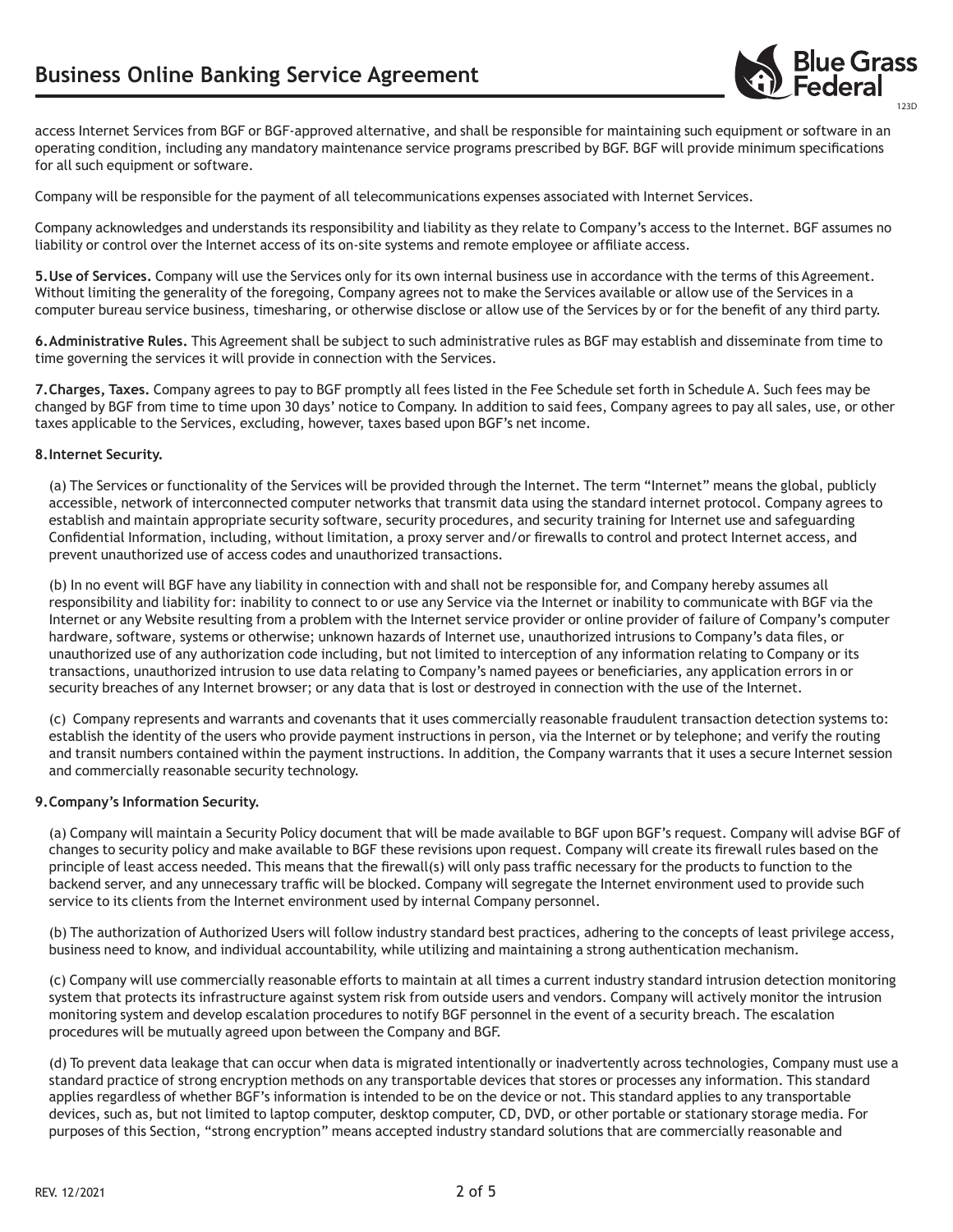access Internet Services from BGF or BGF-approved alternative, and shall be responsible for maintaining such equipment or software in an operating condition, including any mandatory maintenance service programs prescribed by BGF. BGF will provide minimum specifications for all such equipment or software.

Company will be responsible for the payment of all telecommunications expenses associated with Internet Services.

Company acknowledges and understands its responsibility and liability as they relate to Company's access to the Internet. BGF assumes no liability or control over the Internet access of its on-site systems and remote employee or affiliate access.

**5. Use of Services.** Company will use the Services only for its own internal business use in accordance with the terms of this Agreement. Without limiting the generality of the foregoing, Company agrees not to make the Services available or allow use of the Services in a computer bureau service business, timesharing, or otherwise disclose or allow use of the Services by or for the benefit of any third party.

**6. Administrative Rules.** This Agreement shall be subject to such administrative rules as BGF may establish and disseminate from time to time governing the services it will provide in connection with the Services.

**7. Charges, Taxes.** Company agrees to pay to BGF promptly all fees listed in the Fee Schedule set forth in Schedule A. Such fees may be changed by BGF from time to time upon 30 days' notice to Company. In addition to said fees, Company agrees to pay all sales, use, or other taxes applicable to the Services, excluding, however, taxes based upon BGF's net income.

**8. Internet Security.**

(a) The Services or functionality of the Services will be provided through the Internet. The term "Internet" means the global, publicly accessible, network of interconnected computer networks that transmit data using the standard internet protocol. Company agrees to establish and maintain appropriate security software, security procedures, and security training for Internet use and safeguarding Confidential Information, including, without limitation, a proxy server and/or firewalls to control and protect Internet access, and prevent unauthorized use of access codes and unauthorized transactions.

(b) In no event will BGF have any liability in connection with and shall not be responsible for, and Company hereby assumes all responsibility and liability for: inability to connect to or use any Service via the Internet or inability to communicate with BGF via the Internet or any Website resulting from a problem with the Internet service provider or online provider of failure of Company's computer hardware, software, systems or otherwise; unknown hazards of Internet use, unauthorized intrusions to Company's data files, or unauthorized use of any authorization code including, but not limited to interception of any information relating to Company or its transactions, unauthorized intrusion to use data relating to Company's named payees or beneficiaries, any application errors in or security breaches of any Internet browser; or any data that is lost or destroyed in connection with the use of the Internet.

(c) Company represents and warrants and covenants that it uses commercially reasonable fraudulent transaction detection systems to: establish the identity of the users who provide payment instructions in person, via the Internet or by telephone; and verify the routing and transit numbers contained within the payment instructions. In addition, the Company warrants that it uses a secure Internet session and commercially reasonable security technology.

**9. Company's Information Security.**

(a) Company will maintain a Security Policy document that will be made available to BGF upon BGF's request. Company will advise BGF of changes to security policy and make available to BGF these revisions upon request. Company will create its firewall rules based on the principle of least access needed. This means that the firewall(s) will only pass traffic necessary for the products to function to the backend server, and any unnecessary traffic will be blocked. Company will segregate the Internet environment used to provide such service to its clients from the Internet environment used by internal Company personnel.

(b) The authorization of Authorized Users will follow industry standard best practices, adhering to the concepts of least privilege access, business need to know, and individual accountability, while utilizing and maintaining a strong authentication mechanism.

(c) Company will use commercially reasonable efforts to maintain at all times a current industry standard intrusion detection monitoring system that protects its infrastructure against system risk from outside users and vendors. Company will actively monitor the intrusion monitoring system and develop escalation procedures to notify BGF personnel in the event of a security breach. The escalation procedures will be mutually agreed upon between the Company and BGF.

(d) To prevent data leakage that can occur when data is migrated intentionally or inadvertently across technologies, Company must use a standard practice of strong encryption methods on any transportable devices that stores or processes any information. This standard applies regardless of whether BGF's information is intended to be on the device or not. This standard applies to any transportable devices, such as, but not limited to laptop computer, desktop computer, CD, DVD, or other portable or stationary storage media. For purposes of this Section, "strong encryption" means accepted industry standard solutions that are commercially reasonable and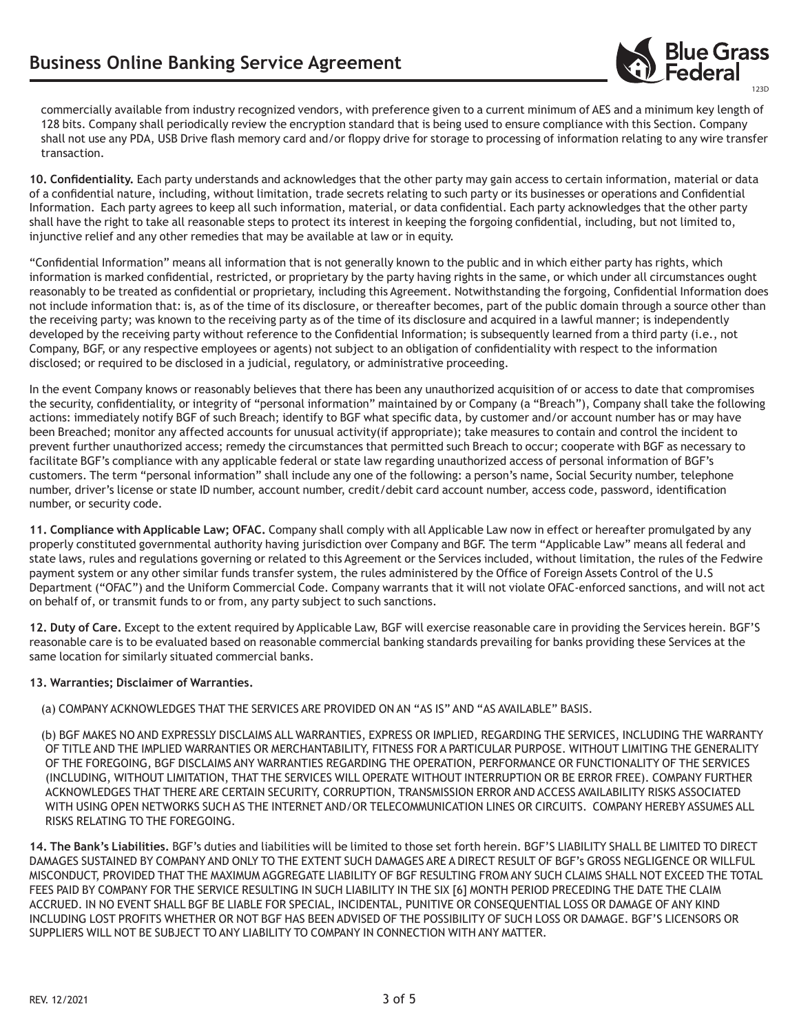commercially available from industry recognized vendors, with preference given to a current minimum of AES and a minimum key length of 128 bits. Company shall periodically review the encryption standard that is being used to ensure compliance with this Section. Company shall not use any PDA, USB Drive flash memory card and/or floppy drive for storage to processing of information relating to any wire transfer transaction.

**10. Confidentiality.** Each party understands and acknowledges that the other party may gain access to certain information, material or data of a confidential nature, including, without limitation, trade secrets relating to such party or its businesses or operations and Confidential Information. Each party agrees to keep all such information, material, or data confidential. Each party acknowledges that the other party shall have the right to take all reasonable steps to protect its interest in keeping the forgoing confidential, including, but not limited to, injunctive relief and any other remedies that may be available at law or in equity.

"Confidential Information" means all information that is not generally known to the public and in which either party has rights, which information is marked confidential, restricted, or proprietary by the party having rights in the same, or which under all circumstances ought reasonably to be treated as confidential or proprietary, including this Agreement. Notwithstanding the forgoing, Confidential Information does not include information that: is, as of the time of its disclosure, or thereafter becomes, part of the public domain through a source other than the receiving party; was known to the receiving party as of the time of its disclosure and acquired in a lawful manner; is independently developed by the receiving party without reference to the Confidential Information; is subsequently learned from a third party (i.e., not Company, BGF, or any respective employees or agents) not subject to an obligation of confidentiality with respect to the information disclosed; or required to be disclosed in a judicial, regulatory, or administrative proceeding.

In the event Company knows or reasonably believes that there has been any unauthorized acquisition of or access to date that compromises the security, confidentiality, or integrity of "personal information" maintained by or Company (a "Breach"), Company shall take the following actions: immediately notify BGF of such Breach; identify to BGF what specific data, by customer and/or account number has or may have been Breached; monitor any affected accounts for unusual activity(if appropriate); take measures to contain and control the incident to prevent further unauthorized access; remedy the circumstances that permitted such Breach to occur; cooperate with BGF as necessary to facilitate BGF's compliance with any applicable federal or state law regarding unauthorized access of personal information of BGF's customers. The term "personal information" shall include any one of the following: a person's name, Social Security number, telephone number, driver's license or state ID number, account number, credit/debit card account number, access code, password, identification number, or security code.

**11. Compliance with Applicable Law; OFAC.** Company shall comply with all Applicable Law now in effect or hereafter promulgated by any properly constituted governmental authority having jurisdiction over Company and BGF. The term "Applicable Law" means all federal and state laws, rules and regulations governing or related to this Agreement or the Services included, without limitation, the rules of the Fedwire payment system or any other similar funds transfer system, the rules administered by the Office of Foreign Assets Control of the U.S Department ("OFAC") and the Uniform Commercial Code. Company warrants that it will not violate OFAC-enforced sanctions, and will not act on behalf of, or transmit funds to or from, any party subject to such sanctions.

**12. Duty of Care.** Except to the extent required by Applicable Law, BGF will exercise reasonable care in providing the Services herein. BGF'S reasonable care is to be evaluated based on reasonable commercial banking standards prevailing for banks providing these Services at the same location for similarly situated commercial banks.

**13. Warranties; Disclaimer of Warranties.**

(a) COMPANY ACKNOWLEDGES THAT THE SERVICES ARE PROVIDED ON AN "AS IS" AND "AS AVAILABLE" BASIS.

(b) BGF MAKES NO AND EXPRESSLY DISCLAIMS ALL WARRANTIES, EXPRESS OR IMPLIED, REGARDING THE SERVICES, INCLUDING THE WARRANTY OF TITLE AND THE IMPLIED WARRANTIES OR MERCHANTABILITY, FITNESS FOR A PARTICULAR PURPOSE. WITHOUT LIMITING THE GENERALITY OF THE FOREGOING, BGF DISCLAIMS ANY WARRANTIES REGARDING THE OPERATION, PERFORMANCE OR FUNCTIONALITY OF THE SERVICES (INCLUDING, WITHOUT LIMITATION, THAT THE SERVICES WILL OPERATE WITHOUT INTERRUPTION OR BE ERROR FREE). COMPANY FURTHER ACKNOWLEDGES THAT THERE ARE CERTAIN SECURITY, CORRUPTION, TRANSMISSION ERROR AND ACCESS AVAILABILITY RISKS ASSOCIATED WITH USING OPEN NETWORKS SUCH AS THE INTERNET AND/OR TELECOMMUNICATION LINES OR CIRCUITS. COMPANY HEREBY ASSUMES ALL RISKS RELATING TO THE FOREGOING.

**14. The Bank's Liabilities.** BGF's duties and liabilities will be limited to those set forth herein. BGF'S LIABILITY SHALL BE LIMITED TO DIRECT DAMAGES SUSTAINED BY COMPANY AND ONLY TO THE EXTENT SUCH DAMAGES ARE A DIRECT RESULT OF BGF's GROSS NEGLIGENCE OR WILLFUL MISCONDUCT, PROVIDED THAT THE MAXIMUM AGGREGATE LIABILITY OF BGF RESULTING FROM ANY SUCH CLAIMS SHALL NOT EXCEED THE TOTAL FEES PAID BY COMPANY FOR THE SERVICE RESULTING IN SUCH LIABILITY IN THE SIX [6] MONTH PERIOD PRECEDING THE DATE THE CLAIM ACCRUED. IN NO EVENT SHALL BGF BE LIABLE FOR SPECIAL, INCIDENTAL, PUNITIVE OR CONSEQUENTIAL LOSS OR DAMAGE OF ANY KIND INCLUDING LOST PROFITS WHETHER OR NOT BGF HAS BEEN ADVISED OF THE POSSIBILITY OF SUCH LOSS OR DAMAGE. BGF'S LICENSORS OR SUPPLIERS WILL NOT BE SUBJECT TO ANY LIABILITY TO COMPANY IN CONNECTION WITH ANY MATTER.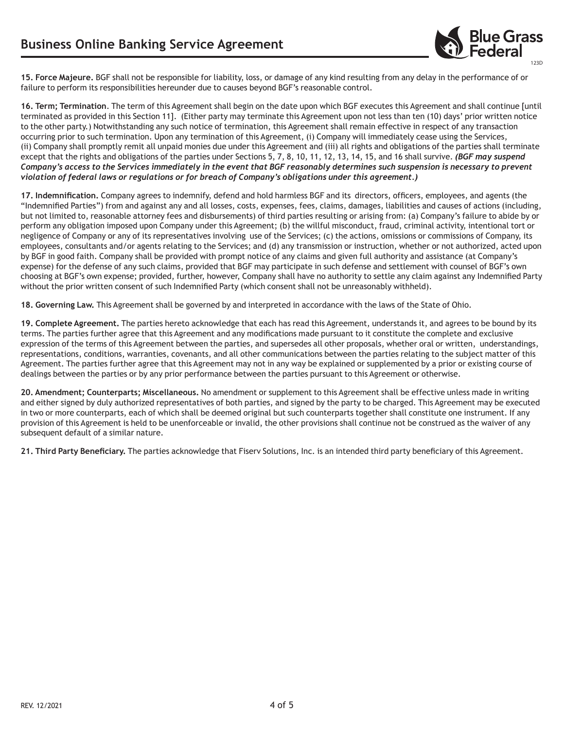**15. Force Majeure.** BGF shall not be responsible for liability, loss, or damage of any kind resulting from any delay in the performance of or failure to perform its responsibilities hereunder due to causes beyond BGF's reasonable control.

**16. Term; Termination**. The term of this Agreement shall begin on the date upon which BGF executes this Agreement and shall continue [until terminated as provided in this Section 11]. (Either party may terminate this Agreement upon not less than ten (10) days' prior written notice to the other party.) Notwithstanding any such notice of termination, this Agreement shall remain effective in respect of any transaction occurring prior to such termination. Upon any termination of this Agreement, (i) Company will immediately cease using the Services, (ii) Company shall promptly remit all unpaid monies due under this Agreement and (iii) all rights and obligations of the parties shall terminate except that the rights and obligations of the parties under Sections 5, 7, 8, 10, 11, 12, 13, 14, 15, and 16 shall survive. ***(BGF may suspend Company's access to the Services immediately in the event that BGF reasonably determines such suspension is necessary to prevent violation of federal laws or regulations or for breach of Company's obligations under this agreement.)***

**17. Indemnification.** Company agrees to indemnify, defend and hold harmless BGF and its directors, officers, employees, and agents (the "Indemnified Parties") from and against any and all losses, costs, expenses, fees, claims, damages, liabilities and causes of actions (including, but not limited to, reasonable attorney fees and disbursements) of third parties resulting or arising from: (a) Company's failure to abide by or perform any obligation imposed upon Company under this Agreement; (b) the willful misconduct, fraud, criminal activity, intentional tort or negligence of Company or any of its representatives involving use of the Services; (c) the actions, omissions or commissions of Company, its employees, consultants and/or agents relating to the Services; and (d) any transmission or instruction, whether or not authorized, acted upon by BGF in good faith. Company shall be provided with prompt notice of any claims and given full authority and assistance (at Company's expense) for the defense of any such claims, provided that BGF may participate in such defense and settlement with counsel of BGF's own choosing at BGF's own expense; provided, further, however, Company shall have no authority to settle any claim against any Indemnified Party without the prior written consent of such Indemnified Party (which consent shall not be unreasonably withheld).

**18. Governing Law.** This Agreement shall be governed by and interpreted in accordance with the laws of the State of Ohio.

**19. Complete Agreement.** The parties hereto acknowledge that each has read this Agreement, understands it, and agrees to be bound by its terms. The parties further agree that this Agreement and any modifications made pursuant to it constitute the complete and exclusive expression of the terms of this Agreement between the parties, and supersedes all other proposals, whether oral or written, understandings, representations, conditions, warranties, covenants, and all other communications between the parties relating to the subject matter of this Agreement. The parties further agree that this Agreement may not in any way be explained or supplemented by a prior or existing course of dealings between the parties or by any prior performance between the parties pursuant to this Agreement or otherwise.

**20. Amendment; Counterparts; Miscellaneous.** No amendment or supplement to this Agreement shall be effective unless made in writing and either signed by duly authorized representatives of both parties, and signed by the party to be charged. This Agreement may be executed in two or more counterparts, each of which shall be deemed original but such counterparts together shall constitute one instrument. If any provision of this Agreement is held to be unenforceable or invalid, the other provisions shall continue not be construed as the waiver of any subsequent default of a similar nature.

**21. Third Party Beneficiary.** The parties acknowledge that Fiserv Solutions, Inc. is an intended third party beneficiary of this Agreement.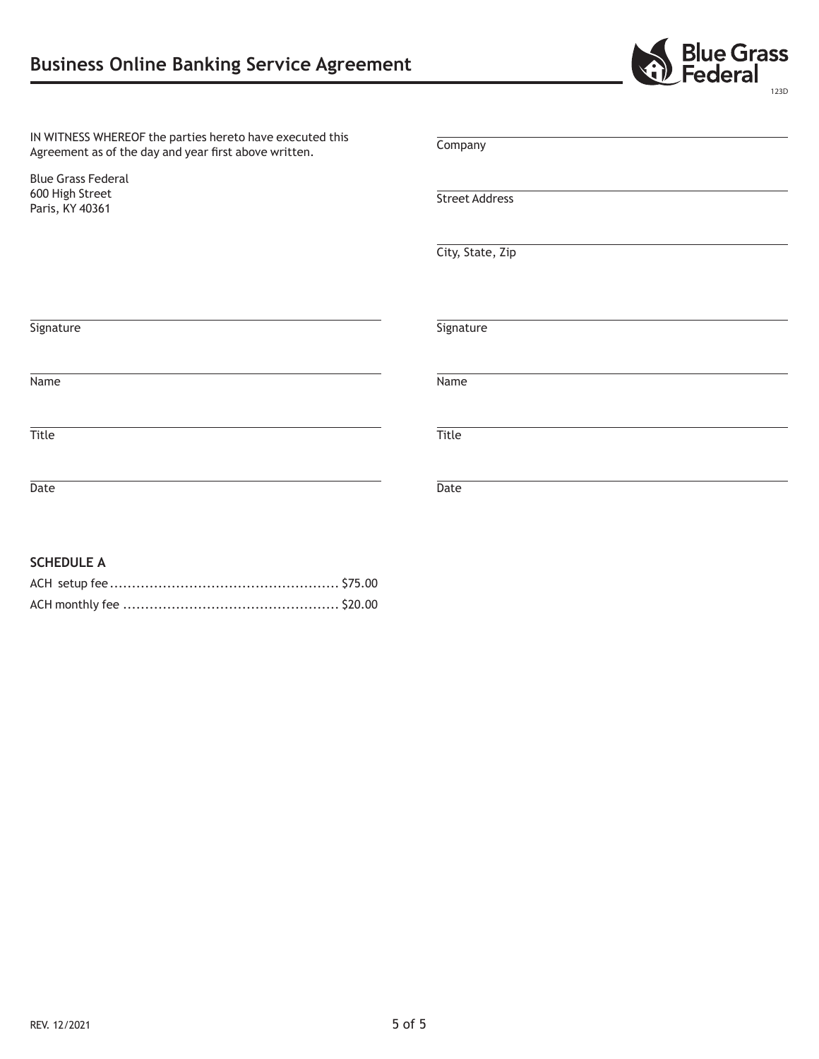IN WITNESS WHEREOF the parties hereto have executed this Agreement as of the day and year first above written.

Blue Grass Federal
600 High Street
Paris, KY 40361

Signature

Name

Title

Date

Company

Street Address

City, State, Zip

Signature

Name

Title

Date

**SCHEDULE A**

| | |
|---|---|
| ACH setup fee | $75.00 |
| ACH monthly fee | $20.00 |